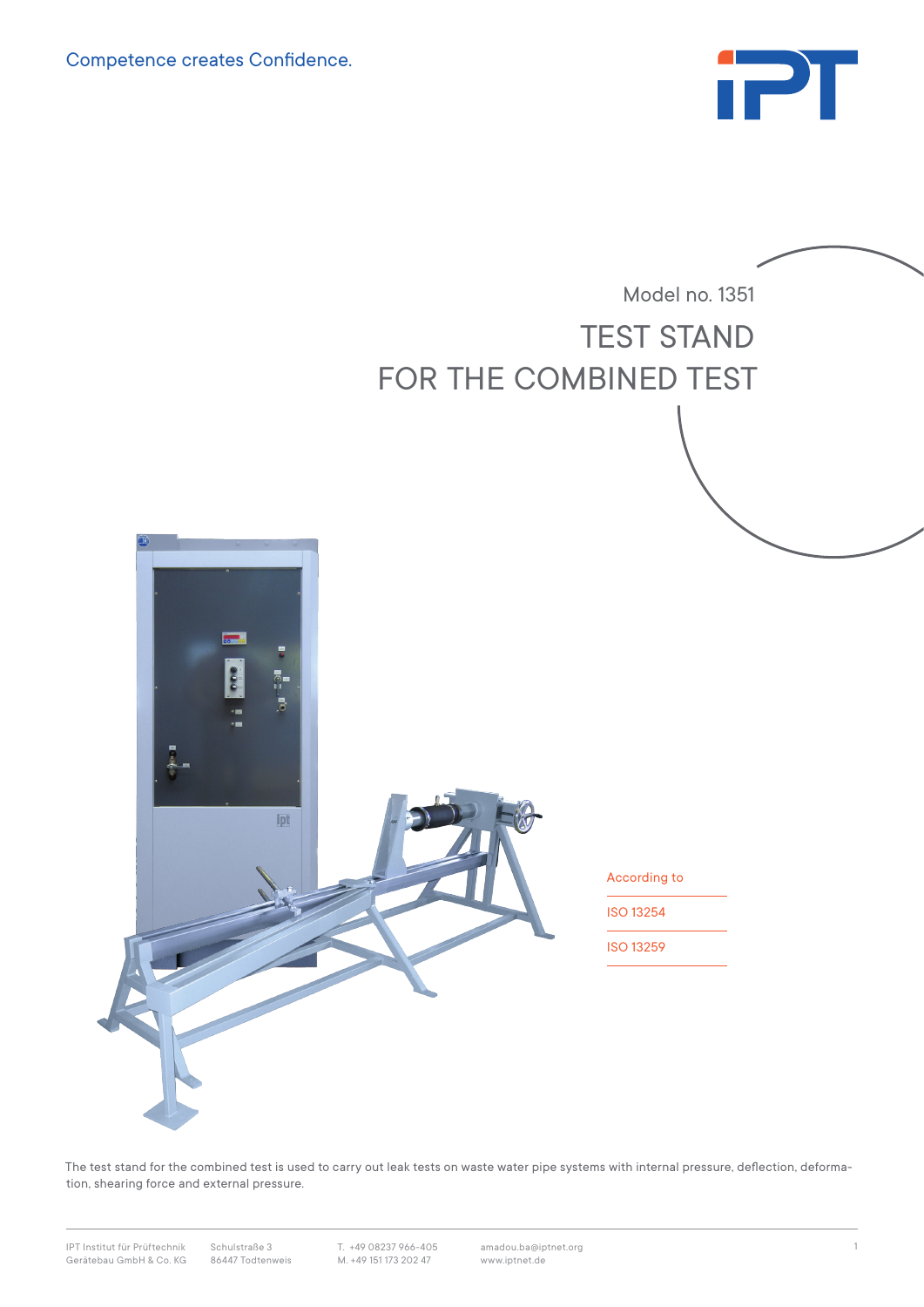Competence creates Confidence.

Model no. 1351

# TEST STAND FOR THE COMBINED TEST

According to

ISO 13254

ISO 13259

The test stand for the combined test is used to carry out leak tests on waste water pipe systems with internal pressure, deflection, deformation, shearing force and external pressure.

IPT Institut für Prüftechnik Gerätebau GmbH & Co. KG | Schulstraße 3 86447 Todtenweis | T. +49 08237 966-405 M. +49 151 173 202 47 | amadou.ba@iptnet.org www.iptnet.de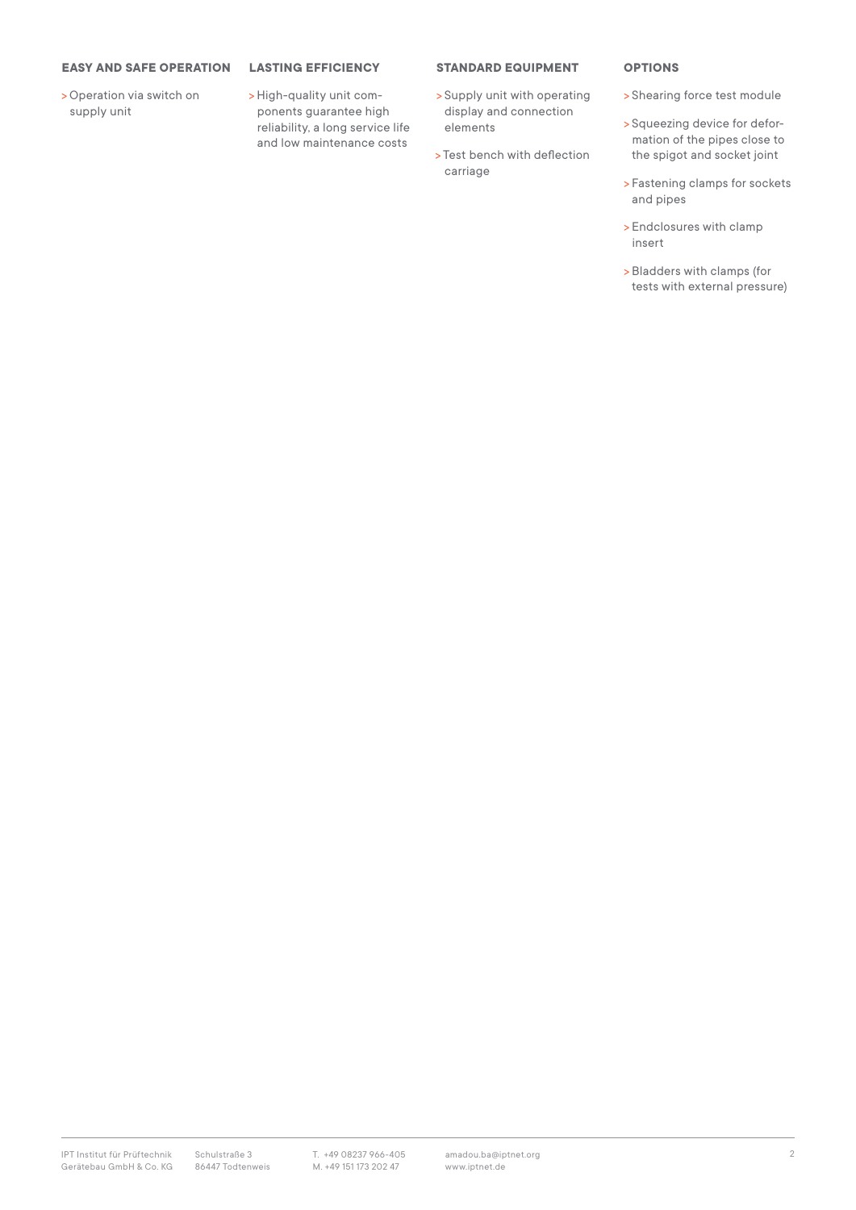## EASY AND SAFE OPERATION

- Operation via switch on supply unit

## LASTING EFFICIENCY

- High-quality unit components guarantee high reliability, a long service life and low maintenance costs

## STANDARD EQUIPMENT

- Supply unit with operating display and connection elements
- Test bench with deflection carriage

## OPTIONS

- Shearing force test module
- Squeezing device for deformation of the pipes close to the spigot and socket joint
- Fastening clamps for sockets and pipes
- Endclosures with clamp insert
- Bladders with clamps (for tests with external pressure)

IPT Institut für Prüftechnik Gerätebau GmbH & Co. KG | Schulstraße 3, 86447 Todtenweis | T. +49 08237 966-405 | M. +49 151 173 202 47 | amadou.ba@iptnet.org | www.iptnet.de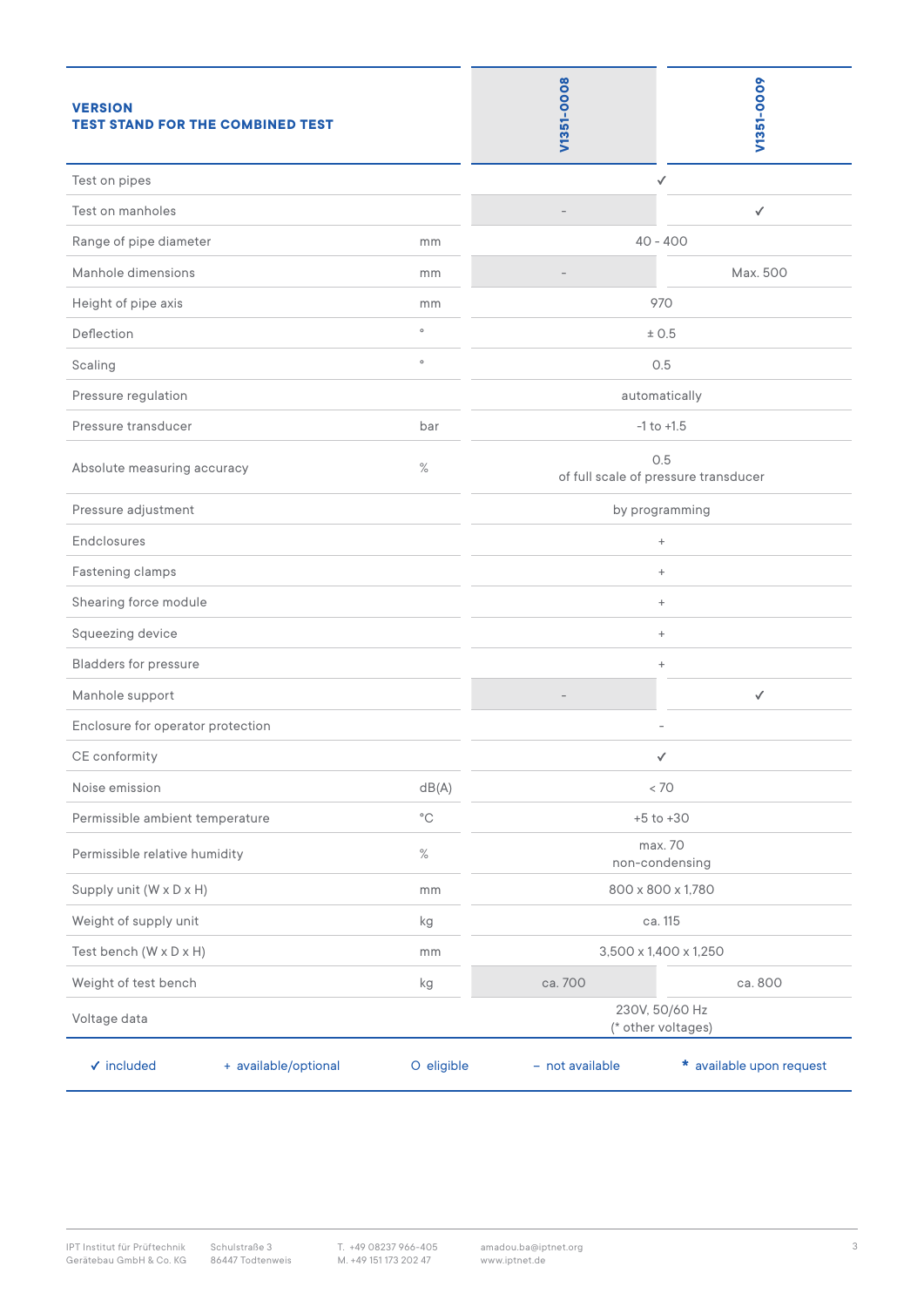| **VERSION**<br>**TEST STAND FOR THE COMBINED TEST** | | V1351-0008 | V1351-0009 |
|---|---|---|---|
| Test on pipes | | ✓ | ✓ |
| Test on manholes | | - | ✓ |
| Range of pipe diameter | mm | 40 - 400 | 40 - 400 |
| Manhole dimensions | mm | - | Max. 500 |
| Height of pipe axis | mm | 970 | 970 |
| Deflection | ° | ± 0.5 | ± 0.5 |
| Scaling | ° | 0.5 | 0.5 |
| Pressure regulation | | automatically | automatically |
| Pressure transducer | bar | -1 to +1.5 | -1 to +1.5 |
| Absolute measuring accuracy | % | 0.5 of full scale of pressure transducer | 0.5 of full scale of pressure transducer |
| Pressure adjustment | | by programming | by programming |
| Endclosures | | + | + |
| Fastening clamps | | + | + |
| Shearing force module | | + | + |
| Squeezing device | | + | + |
| Bladders for pressure | | + | + |
| Manhole support | | - | ✓ |
| Enclosure for operator protection | | - | - |
| CE conformity | | ✓ | ✓ |
| Noise emission | dB(A) | < 70 | < 70 |
| Permissible ambient temperature | °C | +5 to +30 | +5 to +30 |
| Permissible relative humidity | % | max. 70 non-condensing | max. 70 non-condensing |
| Supply unit (W x D x H) | mm | 800 x 800 x 1,780 | 800 x 800 x 1,780 |
| Weight of supply unit | kg | ca. 115 | ca. 115 |
| Test bench (W x D x H) | mm | 3,500 x 1,400 x 1,250 | 3,500 x 1,400 x 1,250 |
| Weight of test bench | kg | ca. 700 | ca. 800 |
| Voltage data | | 230V, 50/60 Hz (* other voltages) | 230V, 50/60 Hz (* other voltages) |

✓ included + available/optional O eligible – not available * available upon request

IPT Institut für Prüftechnik Gerätebau GmbH & Co. KG  
Schulstraße 3  
86447 Todtenweis  
T. +49 08237 966-405  
M. +49 151 173 202 47  
amadou.ba@iptnet.org  
www.iptnet.de